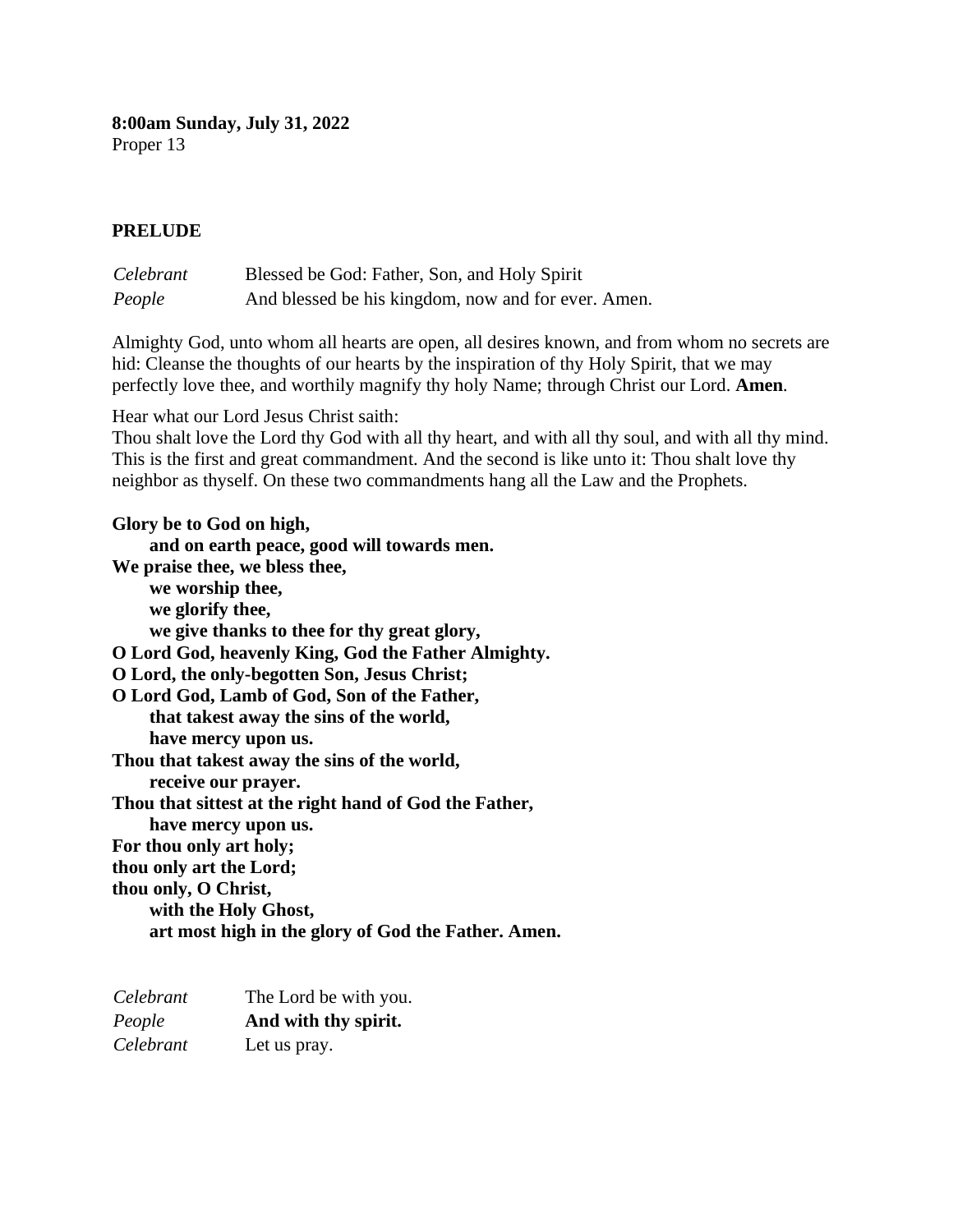**8:00am Sunday, July 31, 2022**
Proper 13

**PRELUDE**

| | |
|---|---|
| *Celebrant* | Blessed be God: Father, Son, and Holy Spirit |
| *People* | And blessed be his kingdom, now and for ever. Amen. |

Almighty God, unto whom all hearts are open, all desires known, and from whom no secrets are hid: Cleanse the thoughts of our hearts by the inspiration of thy Holy Spirit, that we may perfectly love thee, and worthily magnify thy holy Name; through Christ our Lord. **Amen**.

Hear what our Lord Jesus Christ saith:
Thou shalt love the Lord thy God with all thy heart, and with all thy soul, and with all thy mind. This is the first and great commandment. And the second is like unto it: Thou shalt love thy neighbor as thyself. On these two commandments hang all the Law and the Prophets.

**Glory be to God on high,**
**and on earth peace, good will towards men.**
**We praise thee, we bless thee,**
**we worship thee,**
**we glorify thee,**
**we give thanks to thee for thy great glory,**
**O Lord God, heavenly King, God the Father Almighty.**
**O Lord, the only-begotten Son, Jesus Christ;**
**O Lord God, Lamb of God, Son of the Father,**
**that takest away the sins of the world,**
**have mercy upon us.**
**Thou that takest away the sins of the world,**
**receive our prayer.**
**Thou that sittest at the right hand of God the Father,**
**have mercy upon us.**
**For thou only art holy;**
**thou only art the Lord;**
**thou only, O Christ,**
**with the Holy Ghost,**
**art most high in the glory of God the Father. Amen.**

| | |
|---|---|
| *Celebrant* | The Lord be with you. |
| *People* | **And with thy spirit.** |
| *Celebrant* | Let us pray. |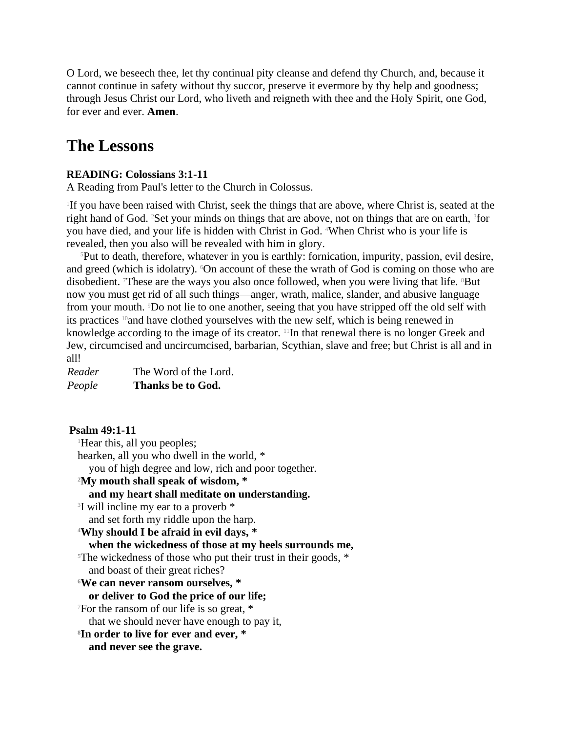O Lord, we beseech thee, let thy continual pity cleanse and defend thy Church, and, because it cannot continue in safety without thy succor, preserve it evermore by thy help and goodness; through Jesus Christ our Lord, who liveth and reigneth with thee and the Holy Spirit, one God, for ever and ever. **Amen**.

# The Lessons

**READING: Colossians 3:1-11**
A Reading from Paul's letter to the Church in Colossus.

[1]If you have been raised with Christ, seek the things that are above, where Christ is, seated at the right hand of God. [2]Set your minds on things that are above, not on things that are on earth, [3]for you have died, and your life is hidden with Christ in God. [4]When Christ who is your life is revealed, then you also will be revealed with him in glory.

[5]Put to death, therefore, whatever in you is earthly: fornication, impurity, passion, evil desire, and greed (which is idolatry). [6]On account of these the wrath of God is coming on those who are disobedient. [7]These are the ways you also once followed, when you were living that life. [8]But now you must get rid of all such things—anger, wrath, malice, slander, and abusive language from your mouth. [9]Do not lie to one another, seeing that you have stripped off the old self with its practices [10]and have clothed yourselves with the new self, which is being renewed in knowledge according to the image of its creator. [11]In that renewal there is no longer Greek and Jew, circumcised and uncircumcised, barbarian, Scythian, slave and free; but Christ is all and in all!

*Reader* The Word of the Lord.
*People* **Thanks be to God.**

**Psalm 49:1-11**

[1]Hear this, all you peoples;
hearken, all you who dwell in the world, *
you of high degree and low, rich and poor together.
[2]**My mouth shall speak of wisdom, ***
**and my heart shall meditate on understanding.**
[3]I will incline my ear to a proverb *
and set forth my riddle upon the harp.
[4]**Why should I be afraid in evil days, ***
**when the wickedness of those at my heels surrounds me,**
[5]The wickedness of those who put their trust in their goods, *
and boast of their great riches?
[6]**We can never ransom ourselves, ***
**or deliver to God the price of our life;**
[7]For the ransom of our life is so great, *
that we should never have enough to pay it,
[8]**In order to live for ever and ever, ***
**and never see the grave.**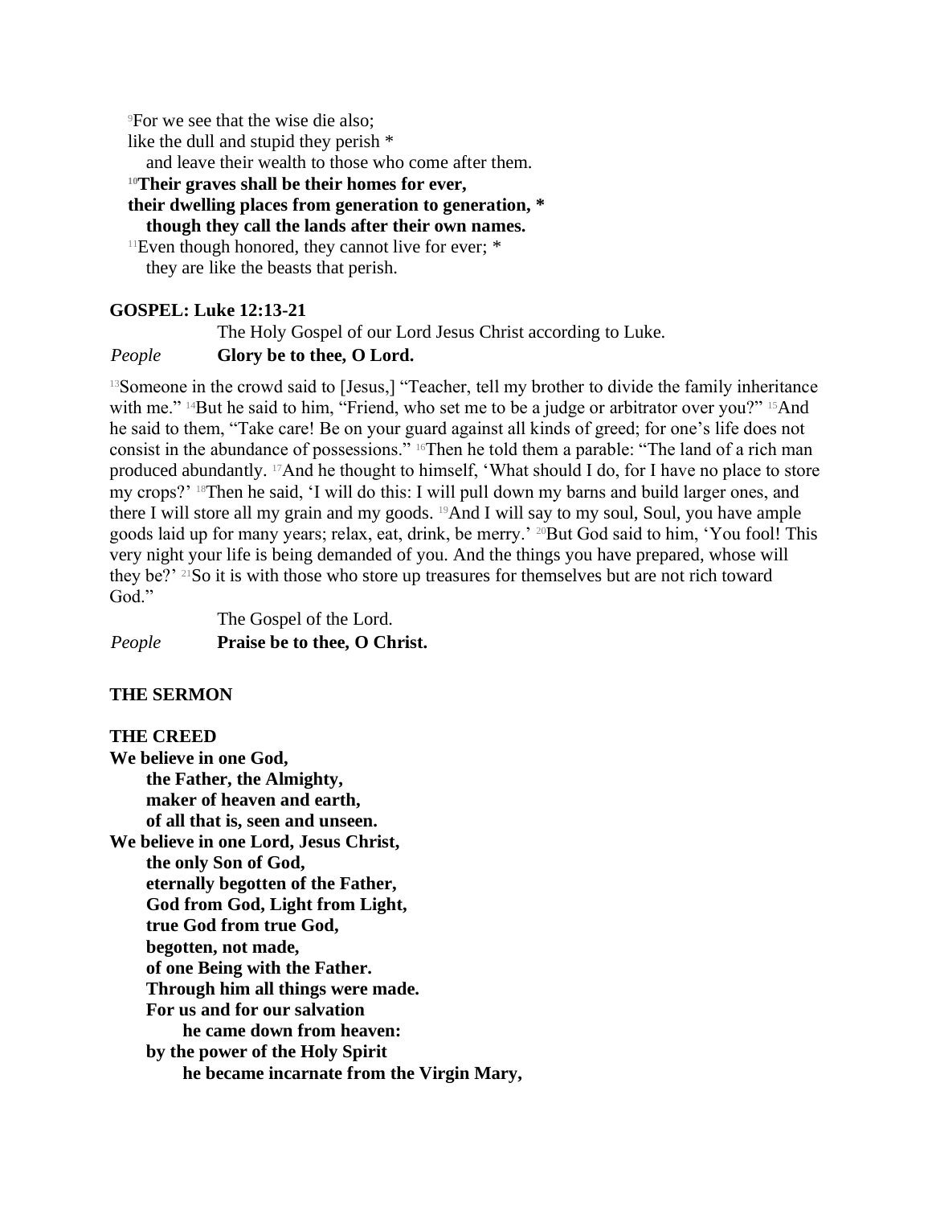[9]For we see that the wise die also;
like the dull and stupid they perish *
and leave their wealth to those who come after them.
[10]**Their graves shall be their homes for ever,**
**their dwelling places from generation to generation, ***
**though they call the lands after their own names.**
[11]Even though honored, they cannot live for ever; *
they are like the beasts that perish.

**GOSPEL: Luke 12:13-21**

The Holy Gospel of our Lord Jesus Christ according to Luke.

*People* **Glory be to thee, O Lord.**

[13]Someone in the crowd said to [Jesus,] "Teacher, tell my brother to divide the family inheritance with me." [14]But he said to him, "Friend, who set me to be a judge or arbitrator over you?" [15]And he said to them, "Take care! Be on your guard against all kinds of greed; for one's life does not consist in the abundance of possessions." [16]Then he told them a parable: "The land of a rich man produced abundantly. [17]And he thought to himself, 'What should I do, for I have no place to store my crops?' [18]Then he said, 'I will do this: I will pull down my barns and build larger ones, and there I will store all my grain and my goods. [19]And I will say to my soul, Soul, you have ample goods laid up for many years; relax, eat, drink, be merry.' [20]But God said to him, 'You fool! This very night your life is being demanded of you. And the things you have prepared, whose will they be?' [21]So it is with those who store up treasures for themselves but are not rich toward God."

The Gospel of the Lord.

*People* **Praise be to thee, O Christ.**

**THE SERMON**

**THE CREED**

**We believe in one God,**
**the Father, the Almighty,**
**maker of heaven and earth,**
**of all that is, seen and unseen.**
**We believe in one Lord, Jesus Christ,**
**the only Son of God,**
**eternally begotten of the Father,**
**God from God, Light from Light,**
**true God from true God,**
**begotten, not made,**
**of one Being with the Father.**
**Through him all things were made.**
**For us and for our salvation**
**he came down from heaven:**
**by the power of the Holy Spirit**
**he became incarnate from the Virgin Mary,**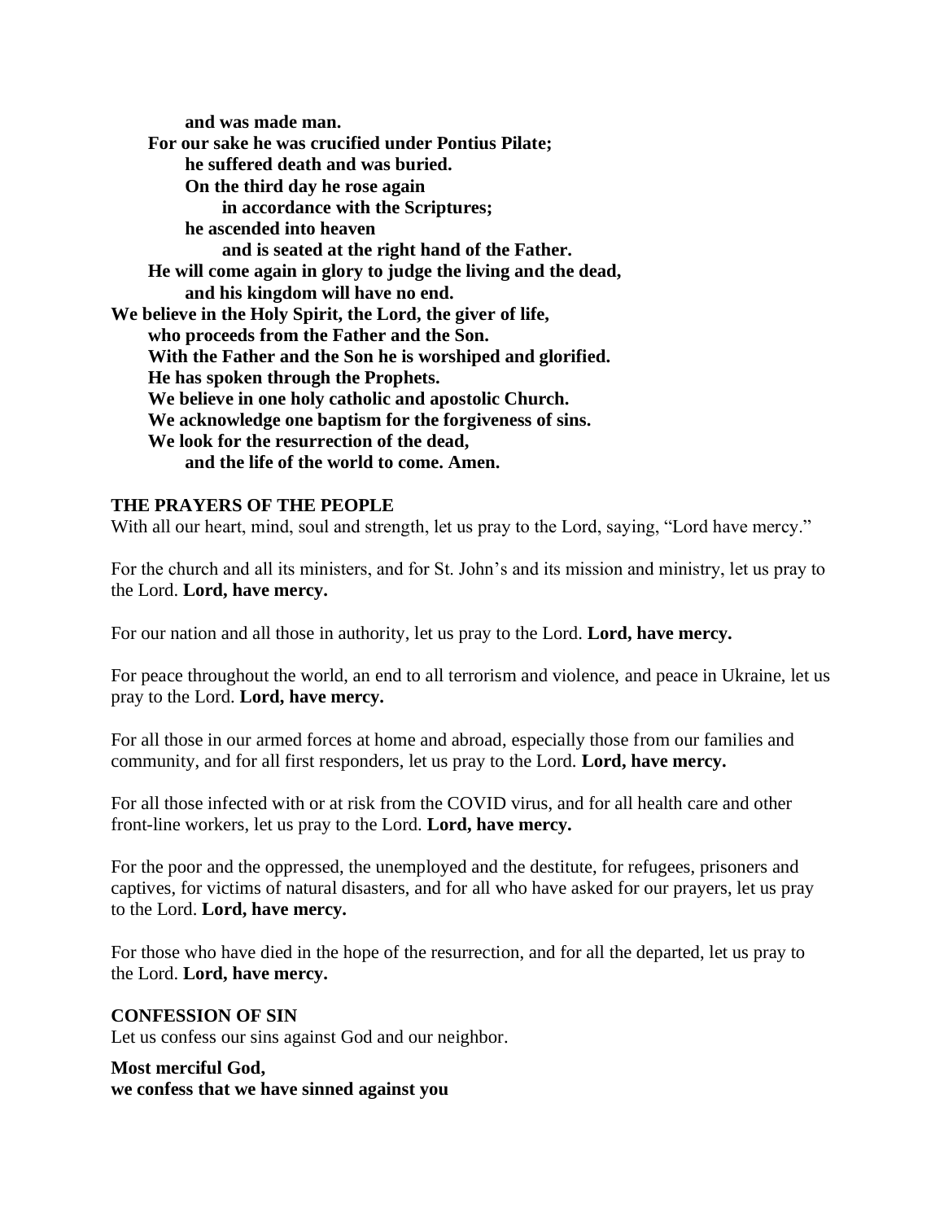**and was made man.**
**For our sake he was crucified under Pontius Pilate;**
**he suffered death and was buried.**
**On the third day he rose again**
**in accordance with the Scriptures;**
**he ascended into heaven**
**and is seated at the right hand of the Father.**
**He will come again in glory to judge the living and the dead,**
**and his kingdom will have no end.**
**We believe in the Holy Spirit, the Lord, the giver of life,**
**who proceeds from the Father and the Son.**
**With the Father and the Son he is worshiped and glorified.**
**He has spoken through the Prophets.**
**We believe in one holy catholic and apostolic Church.**
**We acknowledge one baptism for the forgiveness of sins.**
**We look for the resurrection of the dead,**
**and the life of the world to come. Amen.**

**THE PRAYERS OF THE PEOPLE**

With all our heart, mind, soul and strength, let us pray to the Lord, saying, "Lord have mercy."

For the church and all its ministers, and for St. John's and its mission and ministry, let us pray to the Lord. **Lord, have mercy.**

For our nation and all those in authority, let us pray to the Lord. **Lord, have mercy.**

For peace throughout the world, an end to all terrorism and violence, and peace in Ukraine, let us pray to the Lord. **Lord, have mercy.**

For all those in our armed forces at home and abroad, especially those from our families and community, and for all first responders, let us pray to the Lord. **Lord, have mercy.**

For all those infected with or at risk from the COVID virus, and for all health care and other front-line workers, let us pray to the Lord. **Lord, have mercy.**

For the poor and the oppressed, the unemployed and the destitute, for refugees, prisoners and captives, for victims of natural disasters, and for all who have asked for our prayers, let us pray to the Lord. **Lord, have mercy.**

For those who have died in the hope of the resurrection, and for all the departed, let us pray to the Lord. **Lord, have mercy.**

**CONFESSION OF SIN**

Let us confess our sins against God and our neighbor.

**Most merciful God,**
**we confess that we have sinned against you**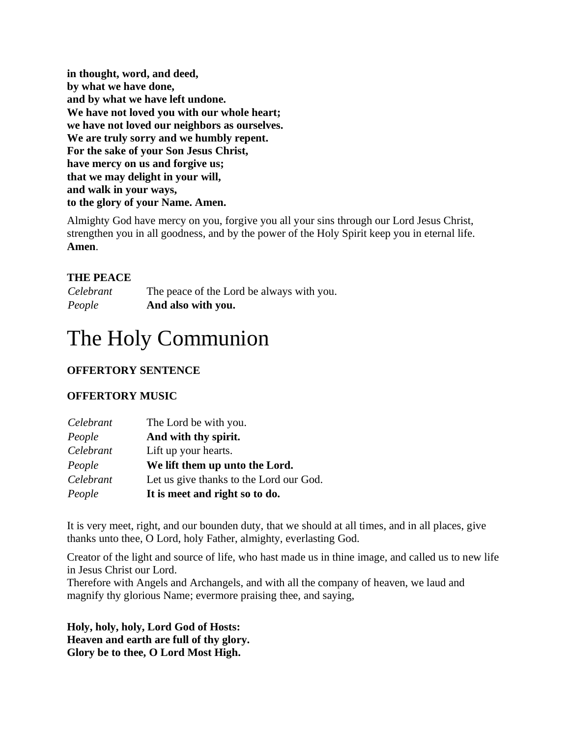**in thought, word, and deed,**
**by what we have done,**
**and by what we have left undone.**
**We have not loved you with our whole heart;**
**we have not loved our neighbors as ourselves.**
**We are truly sorry and we humbly repent.**
**For the sake of your Son Jesus Christ,**
**have mercy on us and forgive us;**
**that we may delight in your will,**
**and walk in your ways,**
**to the glory of your Name. Amen.**

Almighty God have mercy on you, forgive you all your sins through our Lord Jesus Christ, strengthen you in all goodness, and by the power of the Holy Spirit keep you in eternal life. **Amen**.

**THE PEACE**

*Celebrant* The peace of the Lord be always with you.
*People* **And also with you.**

# The Holy Communion

**OFFERTORY SENTENCE**

**OFFERTORY MUSIC**

*Celebrant* The Lord be with you.
*People* **And with thy spirit.**
*Celebrant* Lift up your hearts.
*People* **We lift them up unto the Lord.**
*Celebrant* Let us give thanks to the Lord our God.
*People* **It is meet and right so to do.**

It is very meet, right, and our bounden duty, that we should at all times, and in all places, give thanks unto thee, O Lord, holy Father, almighty, everlasting God.

Creator of the light and source of life, who hast made us in thine image, and called us to new life in Jesus Christ our Lord.
Therefore with Angels and Archangels, and with all the company of heaven, we laud and magnify thy glorious Name; evermore praising thee, and saying,

**Holy, holy, holy, Lord God of Hosts:**
**Heaven and earth are full of thy glory.**
**Glory be to thee, O Lord Most High.**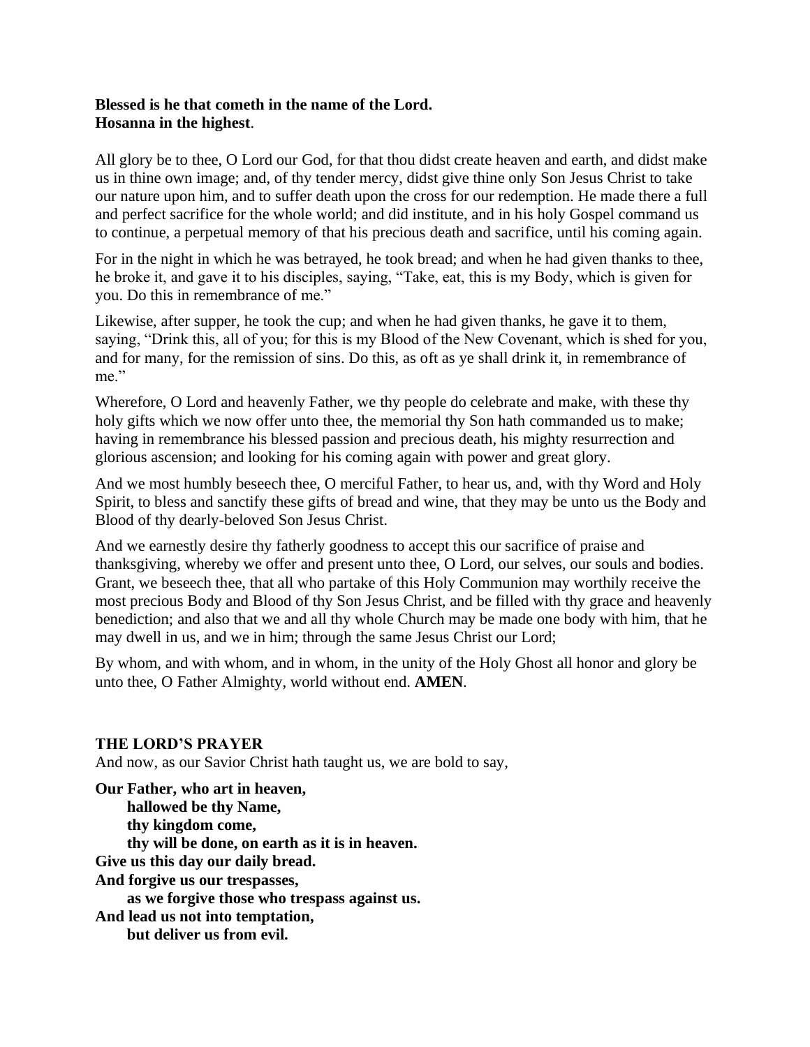**Blessed is he that cometh in the name of the Lord.**
**Hosanna in the highest**.

All glory be to thee, O Lord our God, for that thou didst create heaven and earth, and didst make us in thine own image; and, of thy tender mercy, didst give thine only Son Jesus Christ to take our nature upon him, and to suffer death upon the cross for our redemption. He made there a full and perfect sacrifice for the whole world; and did institute, and in his holy Gospel command us to continue, a perpetual memory of that his precious death and sacrifice, until his coming again.

For in the night in which he was betrayed, he took bread; and when he had given thanks to thee, he broke it, and gave it to his disciples, saying, "Take, eat, this is my Body, which is given for you. Do this in remembrance of me."

Likewise, after supper, he took the cup; and when he had given thanks, he gave it to them, saying, "Drink this, all of you; for this is my Blood of the New Covenant, which is shed for you, and for many, for the remission of sins. Do this, as oft as ye shall drink it, in remembrance of me."

Wherefore, O Lord and heavenly Father, we thy people do celebrate and make, with these thy holy gifts which we now offer unto thee, the memorial thy Son hath commanded us to make; having in remembrance his blessed passion and precious death, his mighty resurrection and glorious ascension; and looking for his coming again with power and great glory.

And we most humbly beseech thee, O merciful Father, to hear us, and, with thy Word and Holy Spirit, to bless and sanctify these gifts of bread and wine, that they may be unto us the Body and Blood of thy dearly-beloved Son Jesus Christ.

And we earnestly desire thy fatherly goodness to accept this our sacrifice of praise and thanksgiving, whereby we offer and present unto thee, O Lord, our selves, our souls and bodies. Grant, we beseech thee, that all who partake of this Holy Communion may worthily receive the most precious Body and Blood of thy Son Jesus Christ, and be filled with thy grace and heavenly benediction; and also that we and all thy whole Church may be made one body with him, that he may dwell in us, and we in him; through the same Jesus Christ our Lord;

By whom, and with whom, and in whom, in the unity of the Holy Ghost all honor and glory be unto thee, O Father Almighty, world without end. **AMEN**.

**THE LORD'S PRAYER**

And now, as our Savior Christ hath taught us, we are bold to say,

**Our Father, who art in heaven,**
**hallowed be thy Name,**
**thy kingdom come,**
**thy will be done, on earth as it is in heaven.**
**Give us this day our daily bread.**
**And forgive us our trespasses,**
**as we forgive those who trespass against us.**
**And lead us not into temptation,**
**but deliver us from evil.**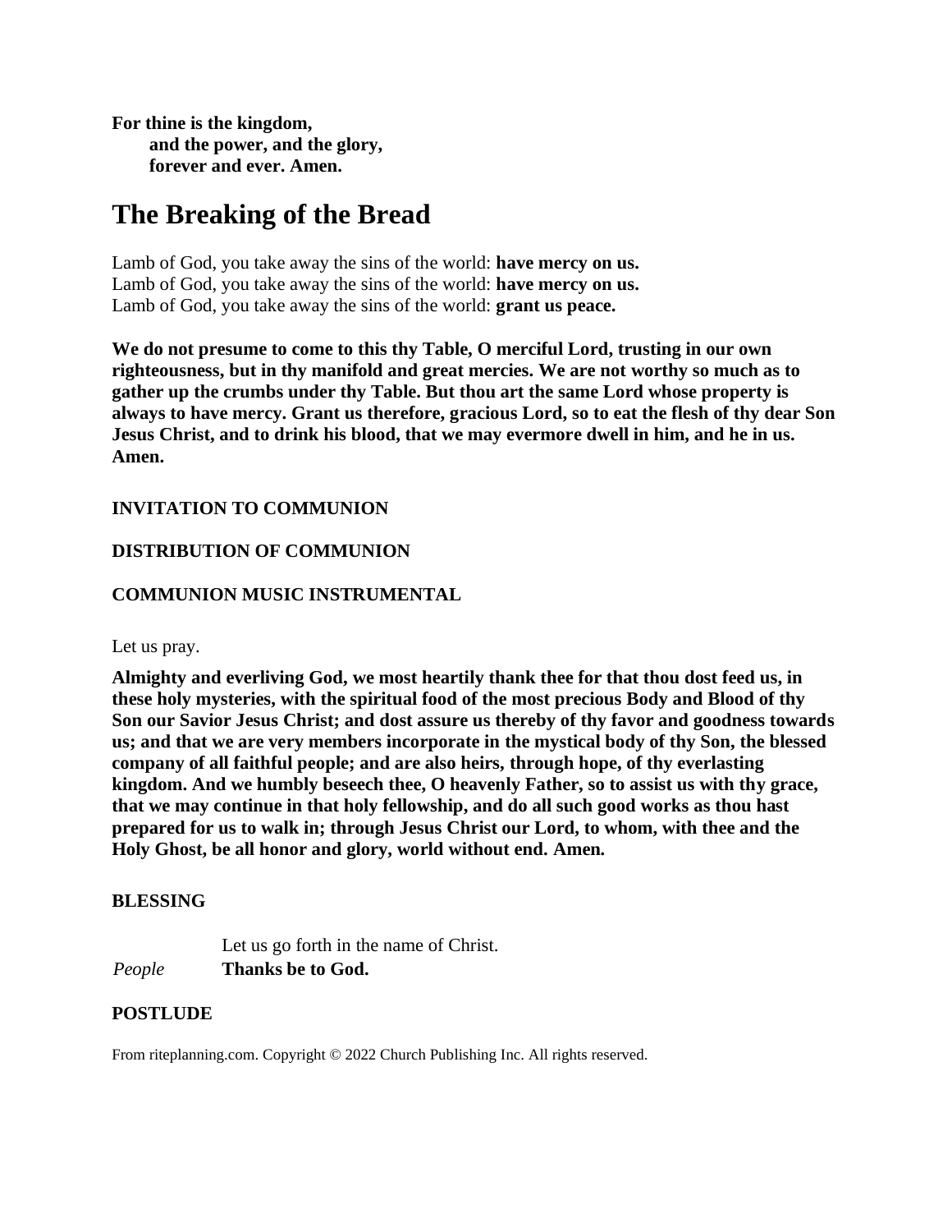**For thine is the kingdom,**
**and the power, and the glory,**
**forever and ever. Amen.**

## The Breaking of the Bread

Lamb of God, you take away the sins of the world: **have mercy on us.**
Lamb of God, you take away the sins of the world: **have mercy on us.**
Lamb of God, you take away the sins of the world: **grant us peace.**

**We do not presume to come to this thy Table, O merciful Lord, trusting in our own righteousness, but in thy manifold and great mercies. We are not worthy so much as to gather up the crumbs under thy Table. But thou art the same Lord whose property is always to have mercy. Grant us therefore, gracious Lord, so to eat the flesh of thy dear Son Jesus Christ, and to drink his blood, that we may evermore dwell in him, and he in us. Amen.**

**INVITATION TO COMMUNION**

**DISTRIBUTION OF COMMUNION**

**COMMUNION MUSIC INSTRUMENTAL**

Let us pray.

**Almighty and everliving God, we most heartily thank thee for that thou dost feed us, in these holy mysteries, with the spiritual food of the most precious Body and Blood of thy Son our Savior Jesus Christ; and dost assure us thereby of thy favor and goodness towards us; and that we are very members incorporate in the mystical body of thy Son, the blessed company of all faithful people; and are also heirs, through hope, of thy everlasting kingdom. And we humbly beseech thee, O heavenly Father, so to assist us with thy grace, that we may continue in that holy fellowship, and do all such good works as thou hast prepared for us to walk in; through Jesus Christ our Lord, to whom, with thee and the Holy Ghost, be all honor and glory, world without end. Amen.**

**BLESSING**

Let us go forth in the name of Christ.
*People* **Thanks be to God.**

**POSTLUDE**

From riteplanning.com. Copyright © 2022 Church Publishing Inc. All rights reserved.